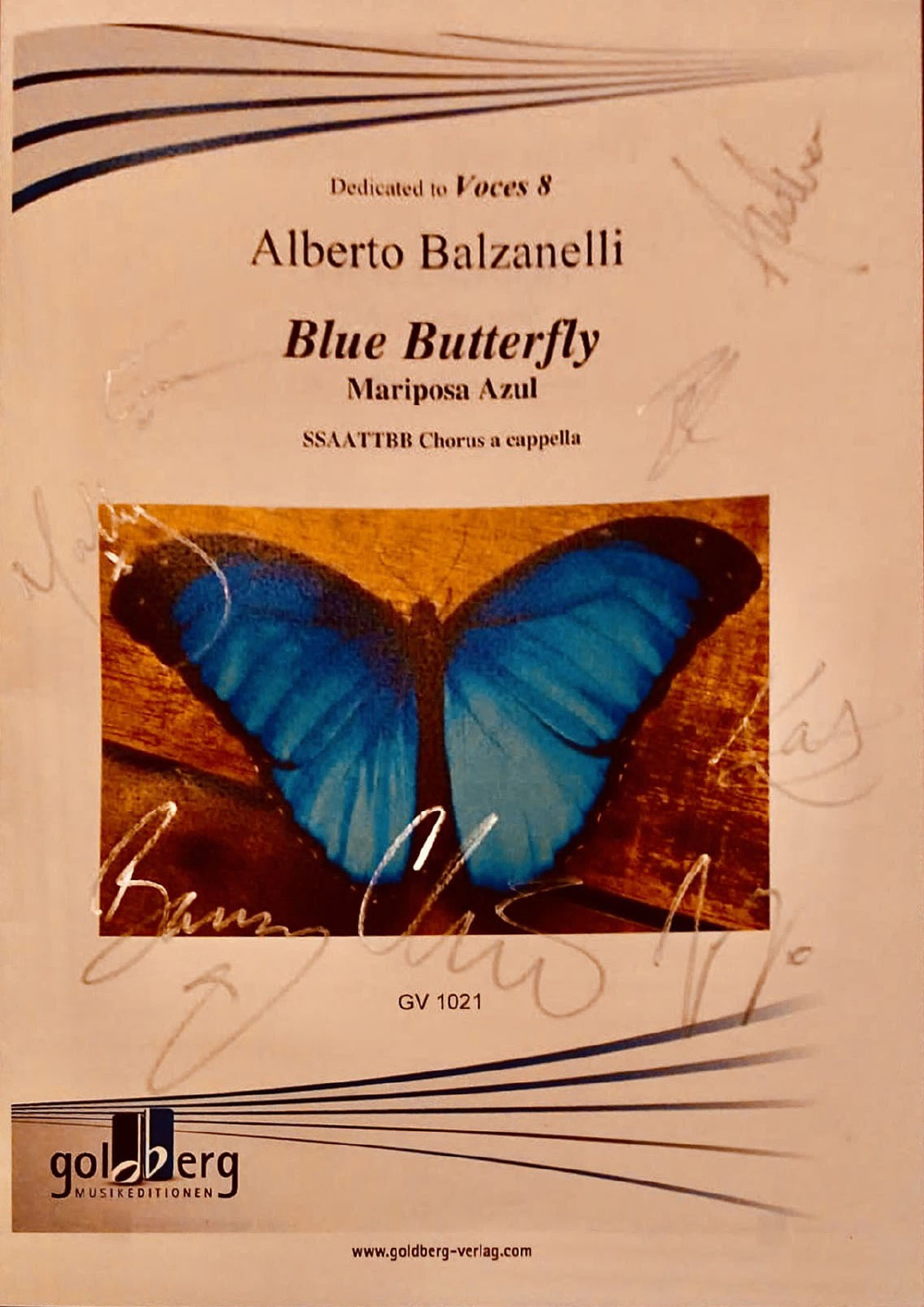Dedicated to ***Voces 8***

# Alberto Balzanelli

## *Blue Butterfly*

### Mariposa Azul

**SSAATTBB Chorus a cappella**

GV 1021

www.goldberg-verlag.com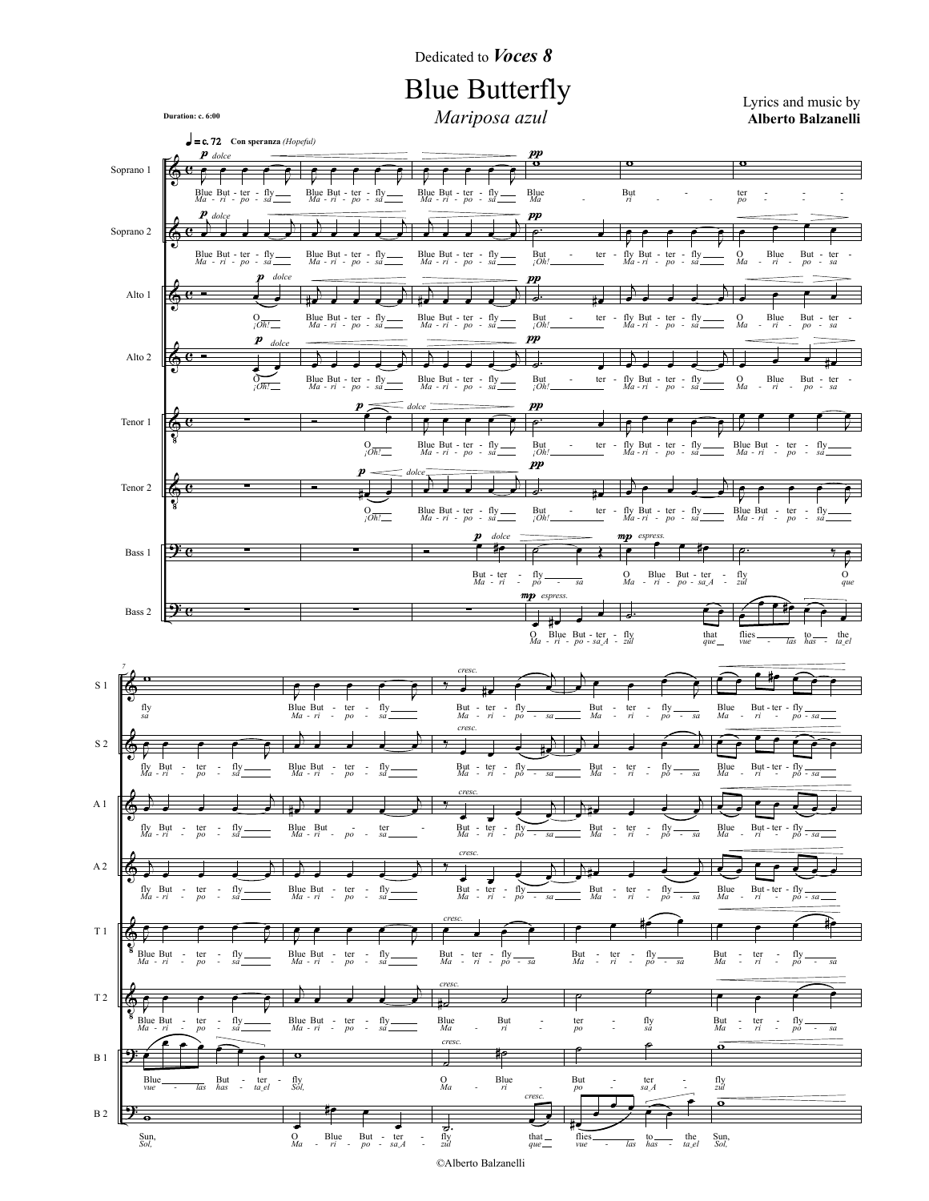Dedicated to ***Voces 8***

# Blue Butterfly

*Mariposa azul*

Lyrics and music by
**Alberto Balzanelli**

**Duration: c. 6:00**

♩ = c. 72 **Con speranza** *(Hopeful)*

©Alberto Balzanelli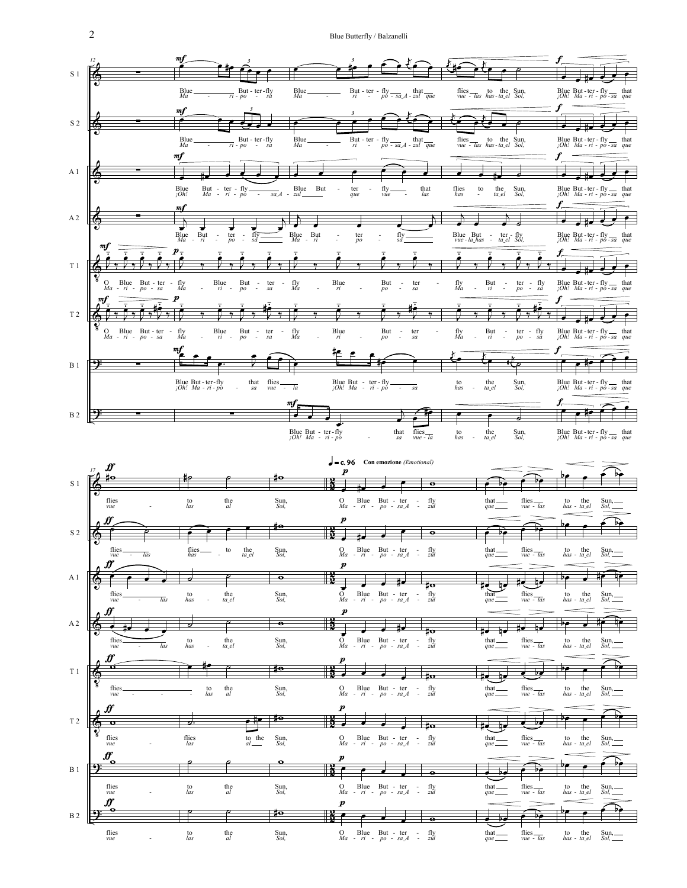♩= c. 96 **Con emozione** *(Emotional)*